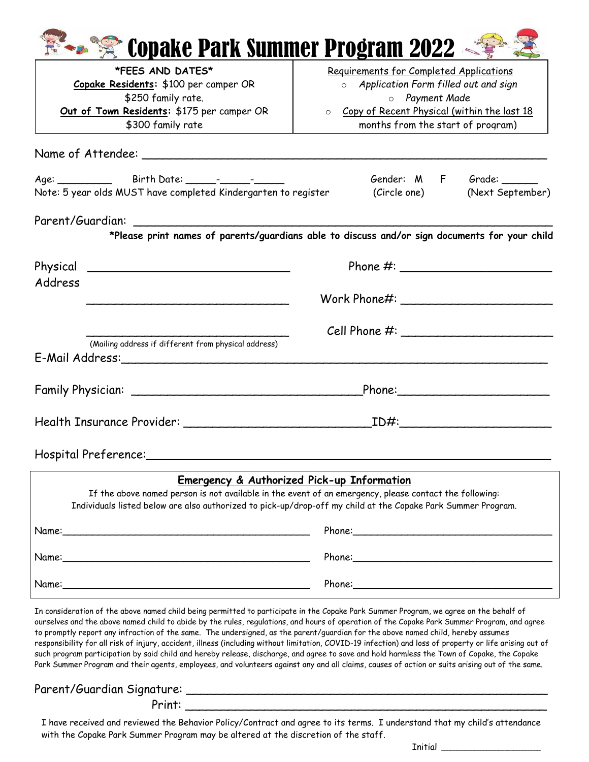# Copake Park Summer Program 2022

| *FEES AND DATES* | Requirements for Completed Applications |
|---|---|
| **Copake Residents:** $100 per camper OR $250 family rate. **Out of Town Residents:** $175 per camper OR $300 family rate | ○ *Application Form filled out and sign* ○ *Payment Made* ○ Copy of Recent Physical (within the last 18 months from the start of program) |

Name of Attendee: ______________________________________________

Age: _________ Birth Date: _____-_____-_____ Gender: M F (Circle one) Grade: ______ (Next September)

Note: 5 year olds MUST have completed Kindergarten to register

Parent/Guardian: ______________________________________________

**\*Please print names of parents/guardians able to discuss and/or sign documents for your child**

Physical Address ____________________________ Phone #: ______________________

____________________________ Work Phone#: ______________________

____________________________ Cell Phone #: ______________________

(Mailing address if different from physical address)

E-Mail Address: ______________________________________________

Family Physician: ______________________________ Phone: ______________________

Health Insurance Provider: __________________________ ID#: ______________________

Hospital Preference: ______________________________________________

## Emergency & Authorized Pick-up Information

If the above named person is not available in the event of an emergency, please contact the following:
Individuals listed below are also authorized to pick-up/drop-off my child at the Copake Park Summer Program.

Name: ______________________________ Phone: ______________________________

Name: ______________________________ Phone: ______________________________

Name: ______________________________ Phone: ______________________________

In consideration of the above named child being permitted to participate in the Copake Park Summer Program, we agree on the behalf of ourselves and the above named child to abide by the rules, regulations, and hours of operation of the Copake Park Summer Program, and agree to promptly report any infraction of the same. The undersigned, as the parent/guardian for the above named child, hereby assumes responsibility for all risk of injury, accident, illness (including without limitation, COVID-19 infection) and loss of property or life arising out of such program participation by said child and hereby release, discharge, and agree to save and hold harmless the Town of Copake, the Copake Park Summer Program and their agents, employees, and volunteers against any and all claims, causes of action or suits arising out of the same.

Parent/Guardian Signature: ______________________________________________

Print: ______________________________________________

I have received and reviewed the Behavior Policy/Contract and agree to its terms. I understand that my child's attendance with the Copake Park Summer Program may be altered at the discretion of the staff.

Initial ________________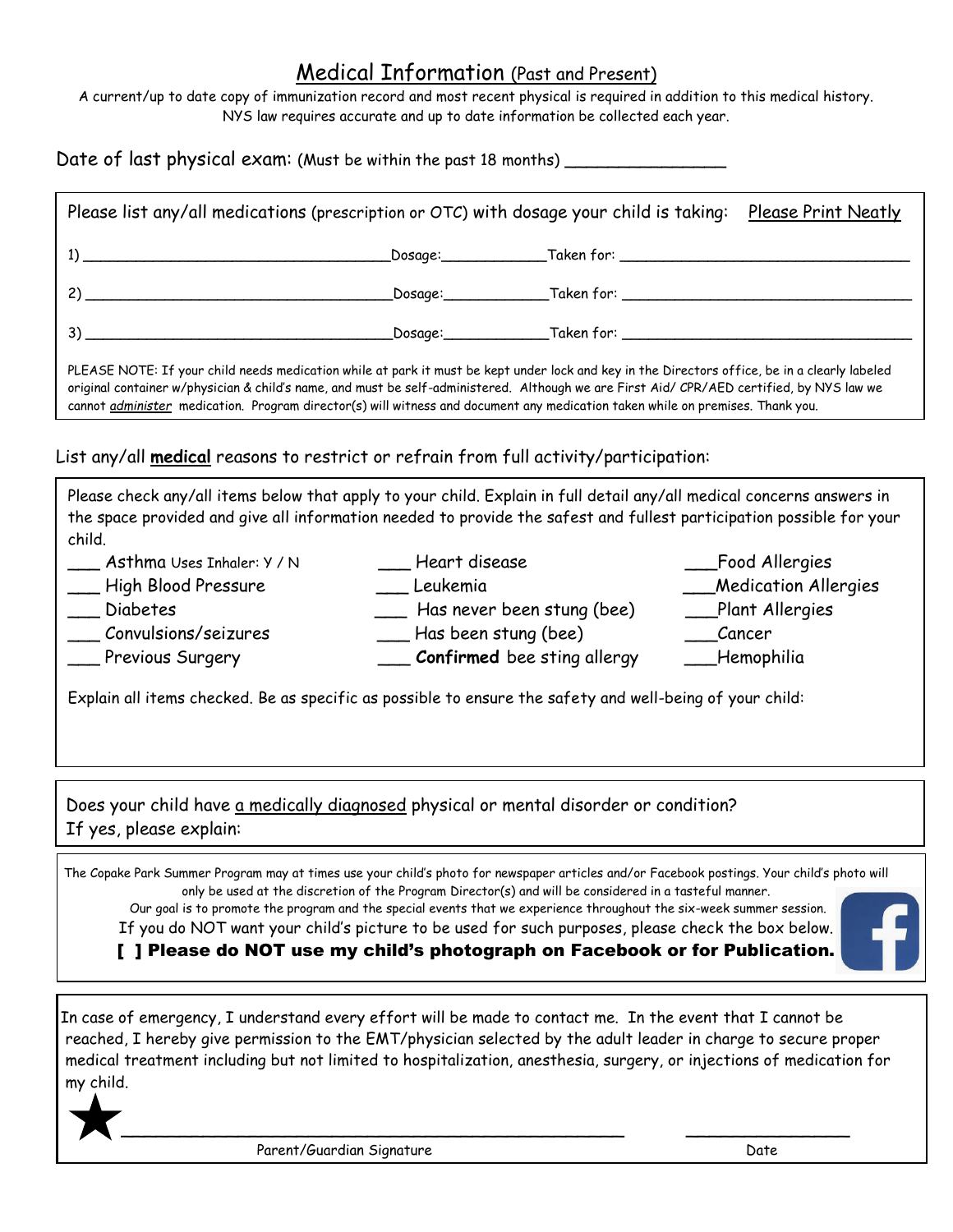# Medical Information (Past and Present)

A current/up to date copy of immunization record and most recent physical is required in addition to this medical history. NYS law requires accurate and up to date information be collected each year.

Date of last physical exam: (Must be within the past 18 months) _______________

Please list any/all medications (prescription or OTC) with dosage your child is taking: Please Print Neatly

1) ___________________________________Dosage:___________Taken for: ________________________________

2) ___________________________________Dosage:___________Taken for: ________________________________

3) ___________________________________Dosage:___________Taken for: ________________________________

PLEASE NOTE: If your child needs medication while at park it must be kept under lock and key in the Directors office, be in a clearly labeled original container w/physician & child's name, and must be self-administered. Although we are First Aid/ CPR/AED certified, by NYS law we cannot *administer* medication. Program director(s) will witness and document any medication taken while on premises. Thank you.

List any/all **medical** reasons to restrict or refrain from full activity/participation:

Please check any/all items below that apply to your child. Explain in full detail any/all medical concerns answers in the space provided and give all information needed to provide the safest and fullest participation possible for your child.

| | | |
|---|---|---|
| ___ Asthma Uses Inhaler: Y / N | ___ Heart disease | ___Food Allergies |
| ___ High Blood Pressure | ___ Leukemia | ___Medication Allergies |
| ___ Diabetes | ___ Has never been stung (bee) | ___Plant Allergies |
| ___ Convulsions/seizures | ___ Has been stung (bee) | ___Cancer |
| ___ Previous Surgery | ___ **Confirmed** bee sting allergy | ___Hemophilia |

Explain all items checked. Be as specific as possible to ensure the safety and well-being of your child:

Does your child have a medically diagnosed physical or mental disorder or condition?
If yes, please explain:

The Copake Park Summer Program may at times use your child's photo for newspaper articles and/or Facebook postings. Your child's photo will only be used at the discretion of the Program Director(s) and will be considered in a tasteful manner.
Our goal is to promote the program and the special events that we experience throughout the six-week summer session.
If you do NOT want your child's picture to be used for such purposes, please check the box below.

**[ ] Please do NOT use my child's photograph on Facebook or for Publication.**

In case of emergency, I understand every effort will be made to contact me. In the event that I cannot be reached, I hereby give permission to the EMT/physician selected by the adult leader in charge to secure proper medical treatment including but not limited to hospitalization, anesthesia, surgery, or injections of medication for my child.

★ ______________________________________________ _______________

Parent/Guardian Signature Date